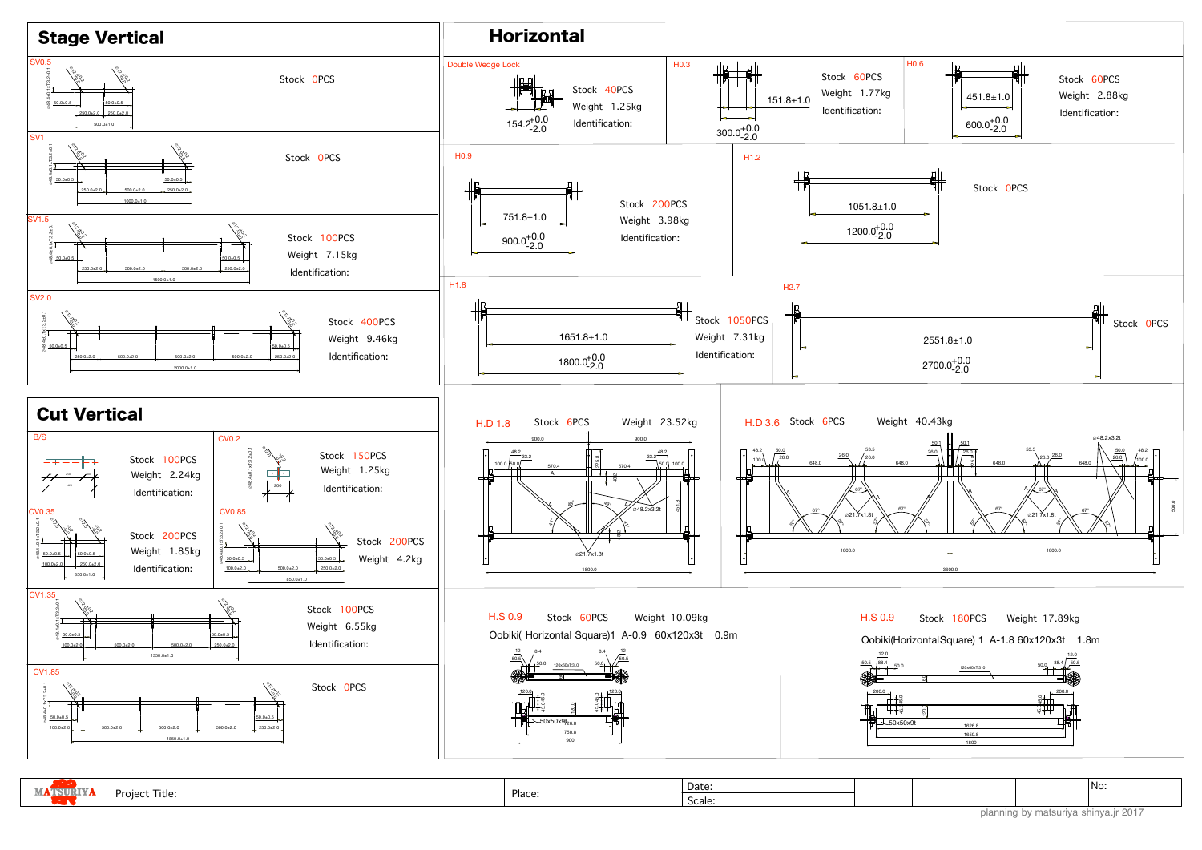# Stage Vertical

## SV0.5
Stock 0PCS

## SV1
Stock 0PCS

## SV1.5
Stock 100PCS
Weight 7.15kg
Identification:

## SV2.0
Stock 400PCS
Weight 9.46kg
Identification:

# Cut Vertical

## B/S
Stock 100PCS
Weight 2.24kg
Identification:

## CV0.2
Stock 150PCS
Weight 1.25kg
Identification:

## CV0.35
Stock 200PCS
Weight 1.85kg
Identification:

## CV0.85
Stock 200PCS
Weight 4.2kg

## CV1.35
Stock 100PCS
Weight 6.55kg
Identification:

## CV1.85
Stock 0PCS

# Horizontal

## Double Wedge Lock
154.2 $^{+0.0}_{-2.0}$

Stock 40PCS
Weight 1.25kg
Identification:

## H0.3
151.8±1.0
300.0 $^{+0.0}_{-2.0}$

Stock 60PCS
Weight 1.77kg
Identification:

## H0.6
451.8±1.0
600.0 $^{+0.0}_{-2.0}$

Stock 60PCS
Weight 2.88kg
Identification:

## H0.9
751.8±1.0
900.0 $^{+0.0}_{-2.0}$

Stock 200PCS
Weight 3.98kg
Identification:

## H1.2
1051.8±1.0
1200.0 $^{+0.0}_{-2.0}$

Stock 0PCS

## H1.8
1651.8±1.0
1800.0 $^{+0.0}_{-2.0}$

Stock 1050PCS
Weight 7.31kg
Identification:

## H2.7
2551.8±1.0
2700.0 $^{+0.0}_{-2.0}$

Stock 0PCS

## H.D 1.8
Stock 6PCS Weight 23.52kg

## H.D 3.6
Stock 6PCS Weight 40.43kg

## H.S 0.9
Stock 60PCS Weight 10.09kg

Oobiki( Horizontal Square)1 A-0.9 60x120x3t 0.9m

## H.S 0.9
Stock 180PCS Weight 17.89kg

Oobiki(HorizontalSquare) 1 A-1.8 60x120x3t 1.8m

---

| MATSURIYA | Project Title: | Place: | Date: | | | No: |
|---|---|---|---|---|---|---|
| | | | Scale: | | | |

planning by matsuriya shinya.jr 2017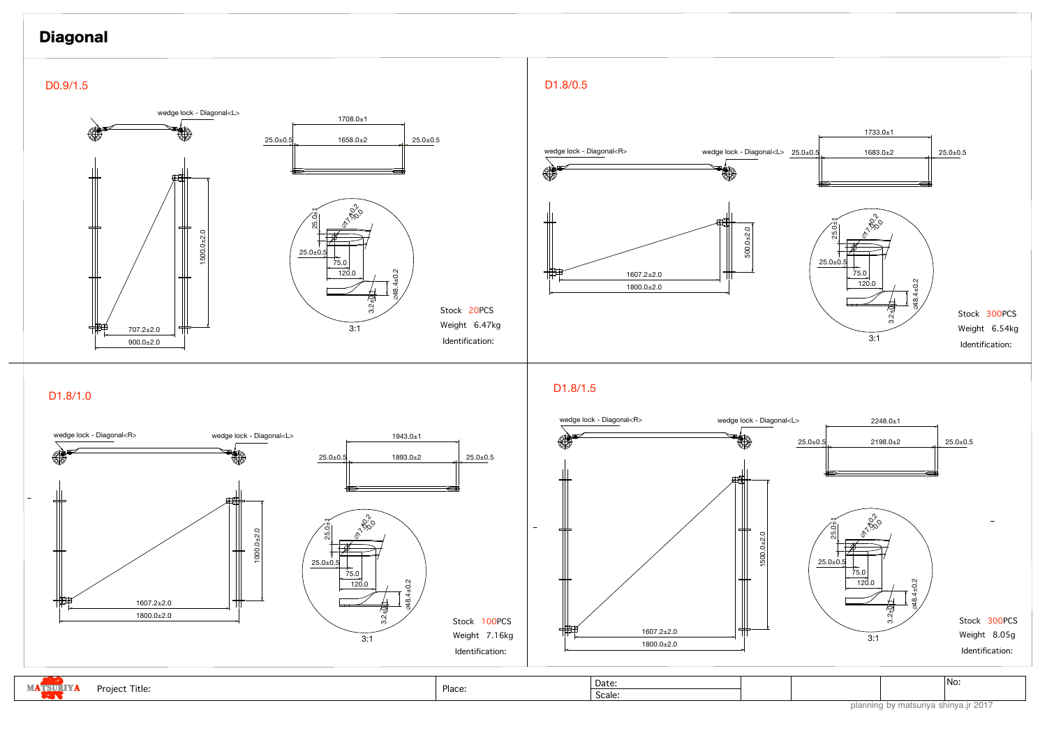# Diagonal

## D0.9/1.5

wedge lock - Diagonal<L>

1708.0±1

25.0±0.5 | 1658.0±2 | 25.0±0.5

1500.0±2.0

707.2±2.0

900.0±2.0

25.0±1

ø17.0 +0.2 / -0.0

25.0±0.5

75.0

120.0

ø48.4±0.2

3.2±0.1

3:1

Stock 20PCS

Weight 6.47kg

Identification:

## D1.8/0.5

wedge lock - Diagonal<R>

wedge lock - Diagonal<L>

1733.0±1

25.0±0.5 | 1683.0±2 | 25.0±0.5

500.0±2.0

1607.2±2.0

1800.0±2.0

25.0±1

ø17.0 +0.2 / -0.0

25.0±0.5

75.0

120.0

ø48.4±0.2

3.2±0.1

3:1

Stock 300PCS

Weight 6.54kg

Identification:

## D1.8/1.0

wedge lock - Diagonal<R>

wedge lock - Diagonal<L>

1943.0±1

25.0±0.5 | 1893.0±2 | 25.0±0.5

1000.0±2.0

1607.2±2.0

1800.0±2.0

25.0±1

ø17.0 +0.2 / -0.0

25.0±0.5

75.0

120.0

ø48.4±0.2

3.2±0.1

3:1

Stock 100PCS

Weight 7.16kg

Identification:

## D1.8/1.5

wedge lock - Diagonal<R>

wedge lock - Diagonal<L>

2248.0±1

25.0±0.5 | 2198.0±2 | 25.0±0.5

1500.0±2.0

1607.2±2.0

1800.0±2.0

25.0±1

ø17.0 +0.2 / -0.0

25.0±0.5

75.0

120.0

ø48.4±0.2

3.2±0.1

3:1

Stock 300PCS

Weight 8.05g

Identification:

| MATSURIYA | Project Title: | Place: | Date: / Scale: | | | | No: |
|---|---|---|---|---|---|---|---|

planning by matsuriya shinya.jr 2017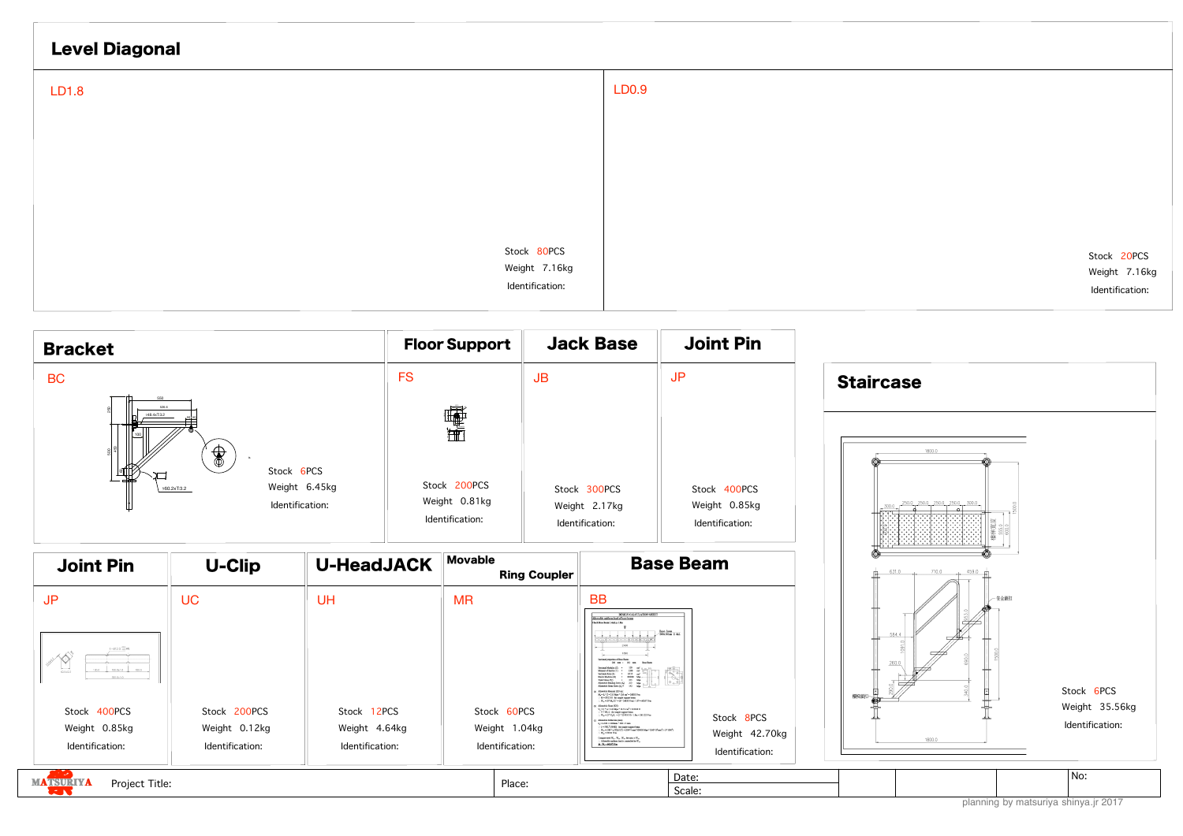## Level Diagonal

### LD1.8

Stock 80PCS

Weight 7.16kg

Identification:

### LD0.9

Stock 20PCS

Weight 7.16kg

Identification:

## Bracket

### BC

Stock 6PCS

Weight 6.45kg

Identification:

## Floor Support

### FS

Stock 200PCS

Weight 0.81kg

Identification:

## Jack Base

### JB

Stock 300PCS

Weight 2.17kg

Identification:

## Joint Pin

### JP

Stock 400PCS

Weight 0.85kg

Identification:

## Staircase

Stock 6PCS

Weight 35.56kg

Identification:

## Joint Pin

### JP

Stock 400PCS

Weight 0.85kg

Identification:

## U-Clip

### UC

Stock 200PCS

Weight 0.12kg

Identification:

## U-HeadJACK

### UH

Stock 12PCS

Weight 4.64kg

Identification:

## Movable Ring Coupler

### MR

Stock 60PCS

Weight 1.04kg

Identification:

## Base Beam

### BB

Stock 8PCS

Weight 42.70kg

Identification:

| MATSURIYA | Project Title: | Place: | Date: / Scale: | | | | No: |
|---|---|---|---|---|---|---|---|

planning by matsuriya shinya.jr 2017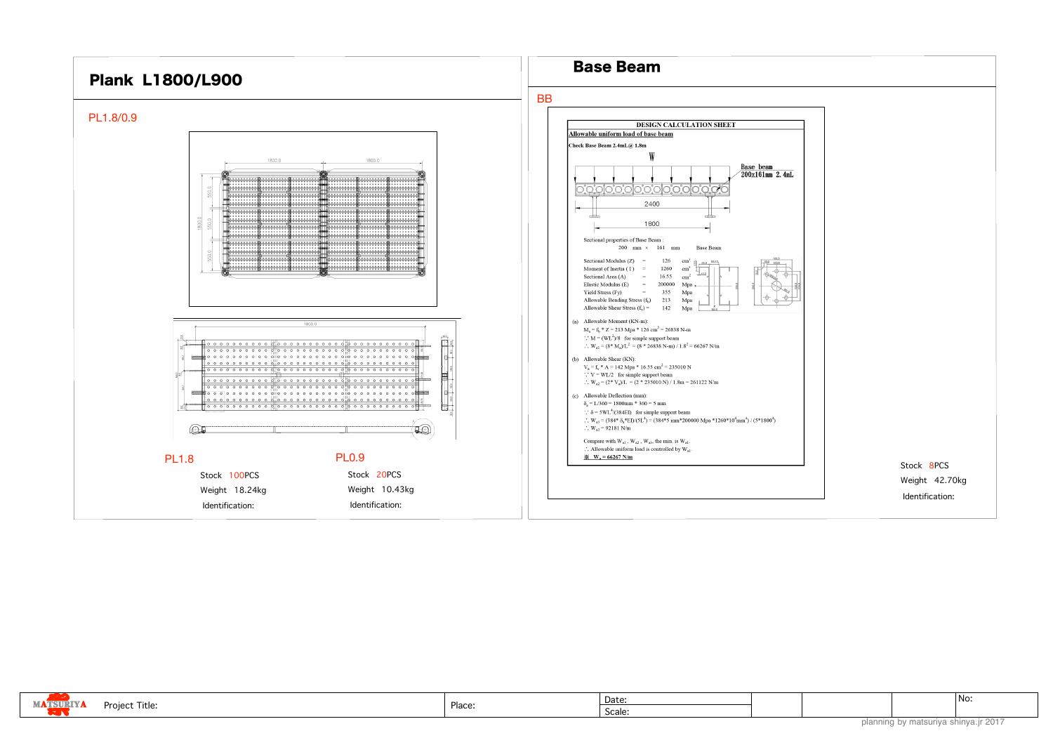# Plank L1800/L900

PL1.8/0.9

1800.0 1800.0

550.0 550.0 550.0 1800.0

1800.0

**PL1.8**

Stock 100PCS

Weight 18.24kg

Identification:

**PL0.9**

Stock 20PCS

Weight 10.43kg

Identification:

# Base Beam

BB

**DESIGN CALCULATION SHEET**

**Allowable uniform load of base beam**

**Check Base Beam 2.4mL@ 1.8m**

W

Base beam 200x161mm 2.4mL

2400

1800

Sectional properties of Base Beam :

200 mm × 161 mm Base Beam

| | | | |
|---|---|---|---|
| Sectional Modulus (Z) | = | 126 | $cm^3$ |
| Moment of Inertia ( I ) | = | 1260 | $cm^4$ |
| Sectional Area (A) | = | 16.55 | $cm^2$ |
| Elastic Modulus (E) | = | 200000 | Mpa |
| Yield Stress (Fy) | = | 355 | Mpa |
| Allowable Bending Stress ($f_b$) | | 213 | Mpa |
| Allowable Shear Stress ($f_v$) = | | 142 | Mpa |

(a) Allowable Moment (KN-m):

$M_a = f_b * Z$ = 213 Mpa * 126 $cm^3$ = 26838 N-m

∵ $M = (WL^2)/8$ for simple support beam

∴ $W_{a1} = (8 * M_a)/L^2$ = (8 * 26838 N-m) / $1.8^2$ = 66267 N/m

(b) Allowable Shear (KN):

$V_a = f_v * A$ = 142 Mpa * 16.55 $cm^2$ = 235010 N

∵ $V = WL/2$ for simple support beam

∴ $W_{a2} = (2 * V_a)/L$ = (2 * 235010 N) / 1.8m = 261122 N/m

(c) Allowable Deflection (mm):

$\delta_a$ = L/360 = 1800mm * 360 = 5 mm

∵ $\delta = 5WL^4/(384EI)$ for simple support beam

∴ $W_{a3} = (384 * \delta_a * EI)/(5L^4)$ = (384*5 mm*200000 Mpa *1260*$10^4$mm$^4$) / (5*$1800^4$)

∴ $W_{a3}$ = 92181 N/m

Compare with $W_{a1}$ , $W_{a2}$ , $W_{a3}$, the min. is $W_{a1}$ .

∴ Allowable uniform load is controlled by $W_{a1}$ .

※ **$W_a$ = 66267 N/m**

Stock 8PCS

Weight 42.70kg

Identification:

MATSURIYA | Project Title: | Place: | Date: | Scale: | No:

planning by matsuriya shinya.jr 2017